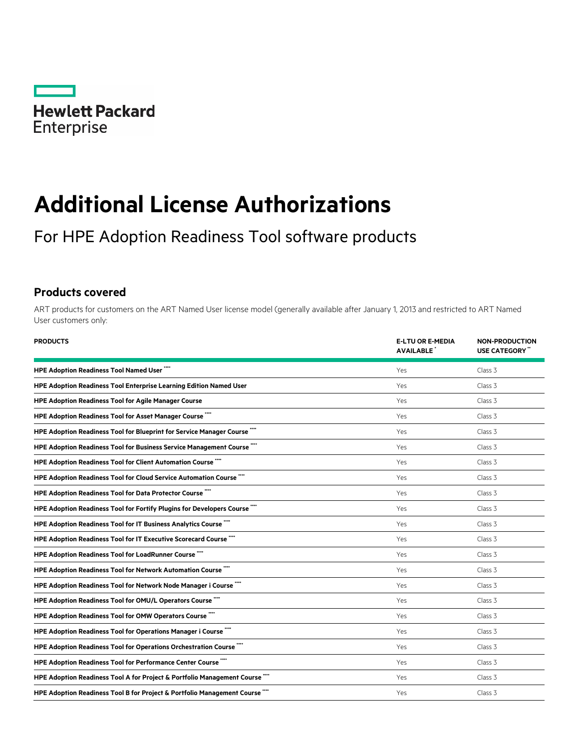Hewlett Packard Enterprise

# Additional License Authorizations

For HPE Adoption Readiness Tool software products

## Products covered

ART products for customers on the ART Named User license model (generally available after January 1, 2013 and restricted to ART Named User customers only:

| PRODUCTS | E-LTU OR E-MEDIA AVAILABLE * | NON-PRODUCTION USE CATEGORY ** |
|---|---|---|
| **HPE Adoption Readiness Tool Named User** **** | Yes | Class 3 |
| **HPE Adoption Readiness Tool Enterprise Learning Edition Named User** | Yes | Class 3 |
| **HPE Adoption Readiness Tool for Agile Manager Course** | Yes | Class 3 |
| **HPE Adoption Readiness Tool for Asset Manager Course** **** | Yes | Class 3 |
| **HPE Adoption Readiness Tool for Blueprint for Service Manager Course** **** | Yes | Class 3 |
| **HPE Adoption Readiness Tool for Business Service Management Course** **** | Yes | Class 3 |
| **HPE Adoption Readiness Tool for Client Automation Course** **** | Yes | Class 3 |
| **HPE Adoption Readiness Tool for Cloud Service Automation Course** **** | Yes | Class 3 |
| **HPE Adoption Readiness Tool for Data Protector Course** **** | Yes | Class 3 |
| **HPE Adoption Readiness Tool for Fortify Plugins for Developers Course** **** | Yes | Class 3 |
| **HPE Adoption Readiness Tool for IT Business Analytics Course** **** | Yes | Class 3 |
| **HPE Adoption Readiness Tool for IT Executive Scorecard Course** **** | Yes | Class 3 |
| **HPE Adoption Readiness Tool for LoadRunner Course** **** | Yes | Class 3 |
| **HPE Adoption Readiness Tool for Network Automation Course** **** | Yes | Class 3 |
| **HPE Adoption Readiness Tool for Network Node Manager i Course** **** | Yes | Class 3 |
| **HPE Adoption Readiness Tool for OMU/L Operators Course** **** | Yes | Class 3 |
| **HPE Adoption Readiness Tool for OMW Operators Course** **** | Yes | Class 3 |
| **HPE Adoption Readiness Tool for Operations Manager i Course** **** | Yes | Class 3 |
| **HPE Adoption Readiness Tool for Operations Orchestration Course** **** | Yes | Class 3 |
| **HPE Adoption Readiness Tool for Performance Center Course** **** | Yes | Class 3 |
| **HPE Adoption Readiness Tool A for Project & Portfolio Management Course** **** | Yes | Class 3 |
| **HPE Adoption Readiness Tool B for Project & Portfolio Management Course** **** | Yes | Class 3 |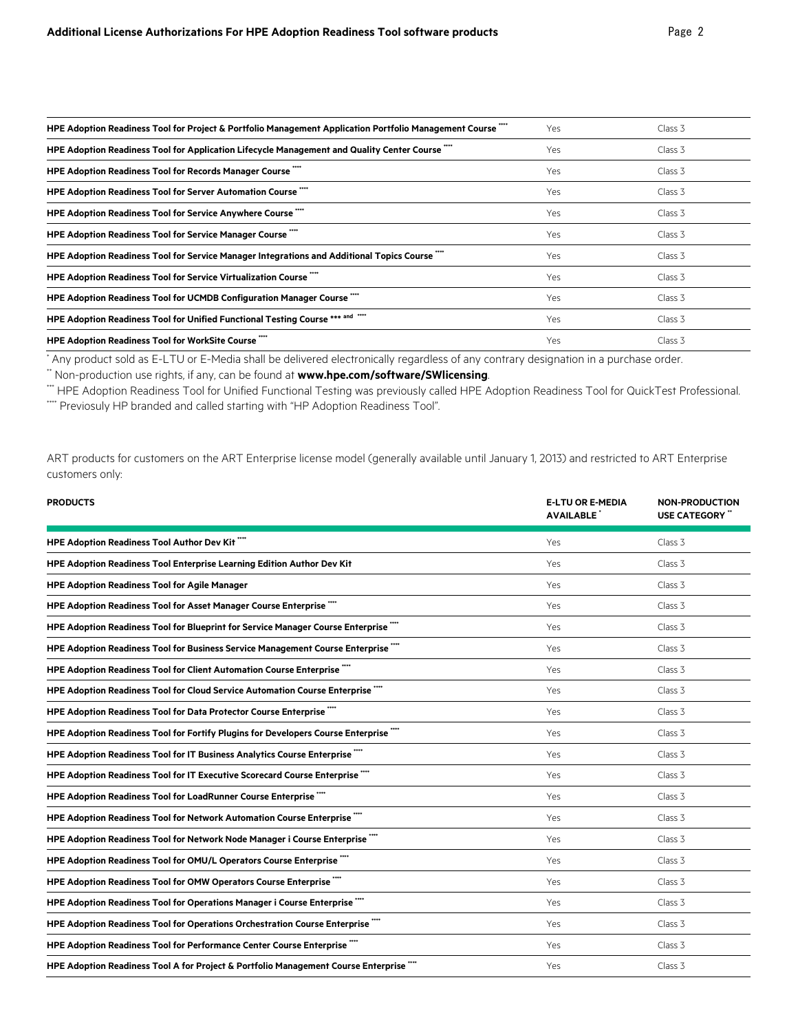| | | |
|---|---|---|
| **HPE Adoption Readiness Tool for Project & Portfolio Management Application Portfolio Management Course** **** | Yes | Class 3 |
| **HPE Adoption Readiness Tool for Application Lifecycle Management and Quality Center Course** **** | Yes | Class 3 |
| **HPE Adoption Readiness Tool for Records Manager Course** **** | Yes | Class 3 |
| **HPE Adoption Readiness Tool for Server Automation Course** **** | Yes | Class 3 |
| **HPE Adoption Readiness Tool for Service Anywhere Course** **** | Yes | Class 3 |
| **HPE Adoption Readiness Tool for Service Manager Course** **** | Yes | Class 3 |
| **HPE Adoption Readiness Tool for Service Manager Integrations and Additional Topics Course** **** | Yes | Class 3 |
| **HPE Adoption Readiness Tool for Service Virtualization Course** **** | Yes | Class 3 |
| **HPE Adoption Readiness Tool for UCMDB Configuration Manager Course** **** | Yes | Class 3 |
| **HPE Adoption Readiness Tool for Unified Functional Testing Course** *** and **** | Yes | Class 3 |
| **HPE Adoption Readiness Tool for WorkSite Course** **** | Yes | Class 3 |

* Any product sold as E-LTU or E-Media shall be delivered electronically regardless of any contrary designation in a purchase order.

** Non-production use rights, if any, can be found at **www.hpe.com/software/SWlicensing**.

*** HPE Adoption Readiness Tool for Unified Functional Testing was previously called HPE Adoption Readiness Tool for QuickTest Professional.

**** Previosuly HP branded and called starting with "HP Adoption Readiness Tool".

ART products for customers on the ART Enterprise license model (generally available until January 1, 2013) and restricted to ART Enterprise customers only:

| PRODUCTS | E-LTU OR E-MEDIA AVAILABLE * | NON-PRODUCTION USE CATEGORY ** |
|---|---|---|
| **HPE Adoption Readiness Tool Author Dev Kit** **** | Yes | Class 3 |
| **HPE Adoption Readiness Tool Enterprise Learning Edition Author Dev Kit** | Yes | Class 3 |
| **HPE Adoption Readiness Tool for Agile Manager** | Yes | Class 3 |
| **HPE Adoption Readiness Tool for Asset Manager Course Enterprise** **** | Yes | Class 3 |
| **HPE Adoption Readiness Tool for Blueprint for Service Manager Course Enterprise** **** | Yes | Class 3 |
| **HPE Adoption Readiness Tool for Business Service Management Course Enterprise** **** | Yes | Class 3 |
| **HPE Adoption Readiness Tool for Client Automation Course Enterprise** **** | Yes | Class 3 |
| **HPE Adoption Readiness Tool for Cloud Service Automation Course Enterprise** **** | Yes | Class 3 |
| **HPE Adoption Readiness Tool for Data Protector Course Enterprise** **** | Yes | Class 3 |
| **HPE Adoption Readiness Tool for Fortify Plugins for Developers Course Enterprise** **** | Yes | Class 3 |
| **HPE Adoption Readiness Tool for IT Business Analytics Course Enterprise** **** | Yes | Class 3 |
| **HPE Adoption Readiness Tool for IT Executive Scorecard Course Enterprise** **** | Yes | Class 3 |
| **HPE Adoption Readiness Tool for LoadRunner Course Enterprise** **** | Yes | Class 3 |
| **HPE Adoption Readiness Tool for Network Automation Course Enterprise** **** | Yes | Class 3 |
| **HPE Adoption Readiness Tool for Network Node Manager i Course Enterprise** **** | Yes | Class 3 |
| **HPE Adoption Readiness Tool for OMU/L Operators Course Enterprise** **** | Yes | Class 3 |
| **HPE Adoption Readiness Tool for OMW Operators Course Enterprise** **** | Yes | Class 3 |
| **HPE Adoption Readiness Tool for Operations Manager i Course Enterprise** **** | Yes | Class 3 |
| **HPE Adoption Readiness Tool for Operations Orchestration Course Enterprise** **** | Yes | Class 3 |
| **HPE Adoption Readiness Tool for Performance Center Course Enterprise** **** | Yes | Class 3 |
| **HPE Adoption Readiness Tool A for Project & Portfolio Management Course Enterprise** **** | Yes | Class 3 |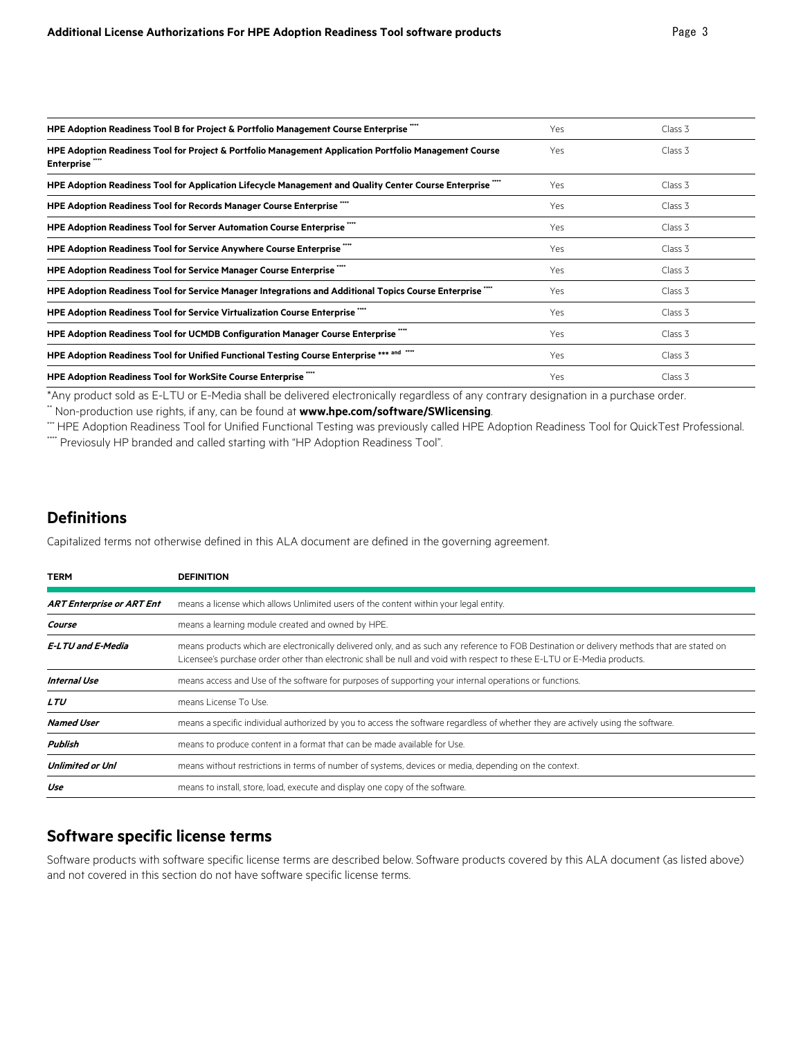| | | |
|---|---|---|
| **HPE Adoption Readiness Tool B for Project & Portfolio Management Course Enterprise** **** | Yes | Class 3 |
| **HPE Adoption Readiness Tool for Project & Portfolio Management Application Portfolio Management Course Enterprise** **** | Yes | Class 3 |
| **HPE Adoption Readiness Tool for Application Lifecycle Management and Quality Center Course Enterprise** **** | Yes | Class 3 |
| **HPE Adoption Readiness Tool for Records Manager Course Enterprise** **** | Yes | Class 3 |
| **HPE Adoption Readiness Tool for Server Automation Course Enterprise** **** | Yes | Class 3 |
| **HPE Adoption Readiness Tool for Service Anywhere Course Enterprise** **** | Yes | Class 3 |
| **HPE Adoption Readiness Tool for Service Manager Course Enterprise** **** | Yes | Class 3 |
| **HPE Adoption Readiness Tool for Service Manager Integrations and Additional Topics Course Enterprise** **** | Yes | Class 3 |
| **HPE Adoption Readiness Tool for Service Virtualization Course Enterprise** **** | Yes | Class 3 |
| **HPE Adoption Readiness Tool for UCMDB Configuration Manager Course Enterprise** **** | Yes | Class 3 |
| **HPE Adoption Readiness Tool for Unified Functional Testing Course Enterprise** *** and **** | Yes | Class 3 |
| **HPE Adoption Readiness Tool for WorkSite Course Enterprise** **** | Yes | Class 3 |

*Any product sold as E-LTU or E-Media shall be delivered electronically regardless of any contrary designation in a purchase order.

** Non-production use rights, if any, can be found at **www.hpe.com/software/SWlicensing**.

*** HPE Adoption Readiness Tool for Unified Functional Testing was previously called HPE Adoption Readiness Tool for QuickTest Professional.

**** Previosuly HP branded and called starting with "HP Adoption Readiness Tool".

## Definitions

Capitalized terms not otherwise defined in this ALA document are defined in the governing agreement.

| TERM | DEFINITION |
|---|---|
| ***ART Enterprise or ART Ent*** | means a license which allows Unlimited users of the content within your legal entity. |
| ***Course*** | means a learning module created and owned by HPE. |
| ***E-LTU and E-Media*** | means products which are electronically delivered only, and as such any reference to FOB Destination or delivery methods that are stated on Licensee's purchase order other than electronic shall be null and void with respect to these E-LTU or E-Media products. |
| ***Internal Use*** | means access and Use of the software for purposes of supporting your internal operations or functions. |
| ***LTU*** | means License To Use. |
| ***Named User*** | means a specific individual authorized by you to access the software regardless of whether they are actively using the software. |
| ***Publish*** | means to produce content in a format that can be made available for Use. |
| ***Unlimited or Unl*** | means without restrictions in terms of number of systems, devices or media, depending on the context. |
| ***Use*** | means to install, store, load, execute and display one copy of the software. |

## Software specific license terms

Software products with software specific license terms are described below. Software products covered by this ALA document (as listed above) and not covered in this section do not have software specific license terms.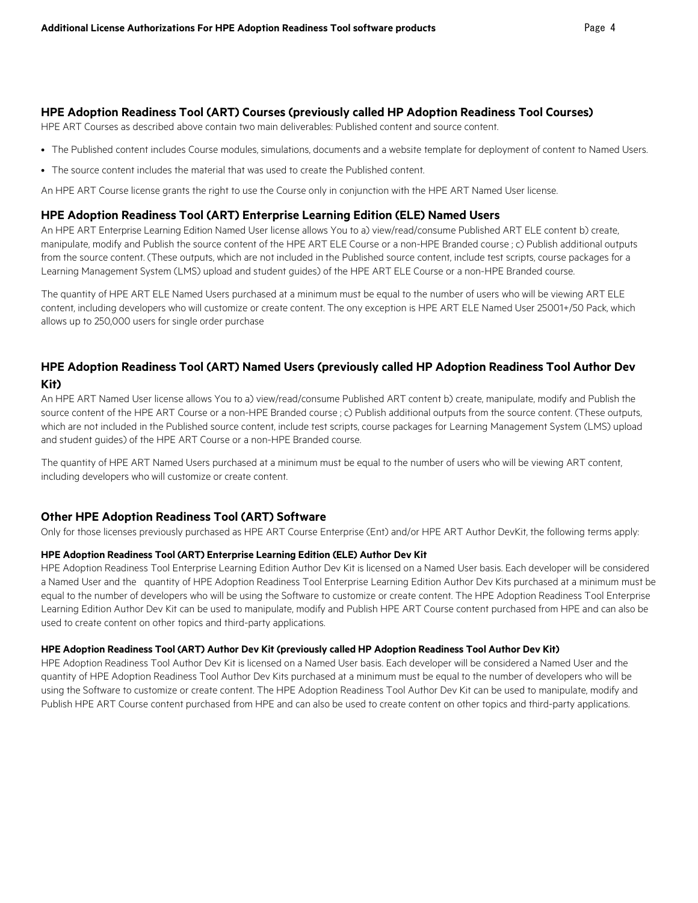## HPE Adoption Readiness Tool (ART) Courses (previously called HP Adoption Readiness Tool Courses)

HPE ART Courses as described above contain two main deliverables: Published content and source content.

- The Published content includes Course modules, simulations, documents and a website template for deployment of content to Named Users.
- The source content includes the material that was used to create the Published content.

An HPE ART Course license grants the right to use the Course only in conjunction with the HPE ART Named User license.

## HPE Adoption Readiness Tool (ART) Enterprise Learning Edition (ELE) Named Users

An HPE ART Enterprise Learning Edition Named User license allows You to a) view/read/consume Published ART ELE content b) create, manipulate, modify and Publish the source content of the HPE ART ELE Course or a non-HPE Branded course ; c) Publish additional outputs from the source content. (These outputs, which are not included in the Published source content, include test scripts, course packages for a Learning Management System (LMS) upload and student guides) of the HPE ART ELE Course or a non-HPE Branded course.

The quantity of HPE ART ELE Named Users purchased at a minimum must be equal to the number of users who will be viewing ART ELE content, including developers who will customize or create content. The ony exception is HPE ART ELE Named User 25001+/50 Pack, which allows up to 250,000 users for single order purchase

## HPE Adoption Readiness Tool (ART) Named Users (previously called HP Adoption Readiness Tool Author Dev Kit)

An HPE ART Named User license allows You to a) view/read/consume Published ART content b) create, manipulate, modify and Publish the source content of the HPE ART Course or a non-HPE Branded course ; c) Publish additional outputs from the source content. (These outputs, which are not included in the Published source content, include test scripts, course packages for Learning Management System (LMS) upload and student guides) of the HPE ART Course or a non-HPE Branded course.

The quantity of HPE ART Named Users purchased at a minimum must be equal to the number of users who will be viewing ART content, including developers who will customize or create content.

## Other HPE Adoption Readiness Tool (ART) Software

Only for those licenses previously purchased as HPE ART Course Enterprise (Ent) and/or HPE ART Author DevKit, the following terms apply:

### HPE Adoption Readiness Tool (ART) Enterprise Learning Edition (ELE) Author Dev Kit

HPE Adoption Readiness Tool Enterprise Learning Edition Author Dev Kit is licensed on a Named User basis. Each developer will be considered a Named User and the quantity of HPE Adoption Readiness Tool Enterprise Learning Edition Author Dev Kits purchased at a minimum must be equal to the number of developers who will be using the Software to customize or create content. The HPE Adoption Readiness Tool Enterprise Learning Edition Author Dev Kit can be used to manipulate, modify and Publish HPE ART Course content purchased from HPE and can also be used to create content on other topics and third-party applications.

### HPE Adoption Readiness Tool (ART) Author Dev Kit (previously called HP Adoption Readiness Tool Author Dev Kit)

HPE Adoption Readiness Tool Author Dev Kit is licensed on a Named User basis. Each developer will be considered a Named User and the quantity of HPE Adoption Readiness Tool Author Dev Kits purchased at a minimum must be equal to the number of developers who will be using the Software to customize or create content. The HPE Adoption Readiness Tool Author Dev Kit can be used to manipulate, modify and Publish HPE ART Course content purchased from HPE and can also be used to create content on other topics and third-party applications.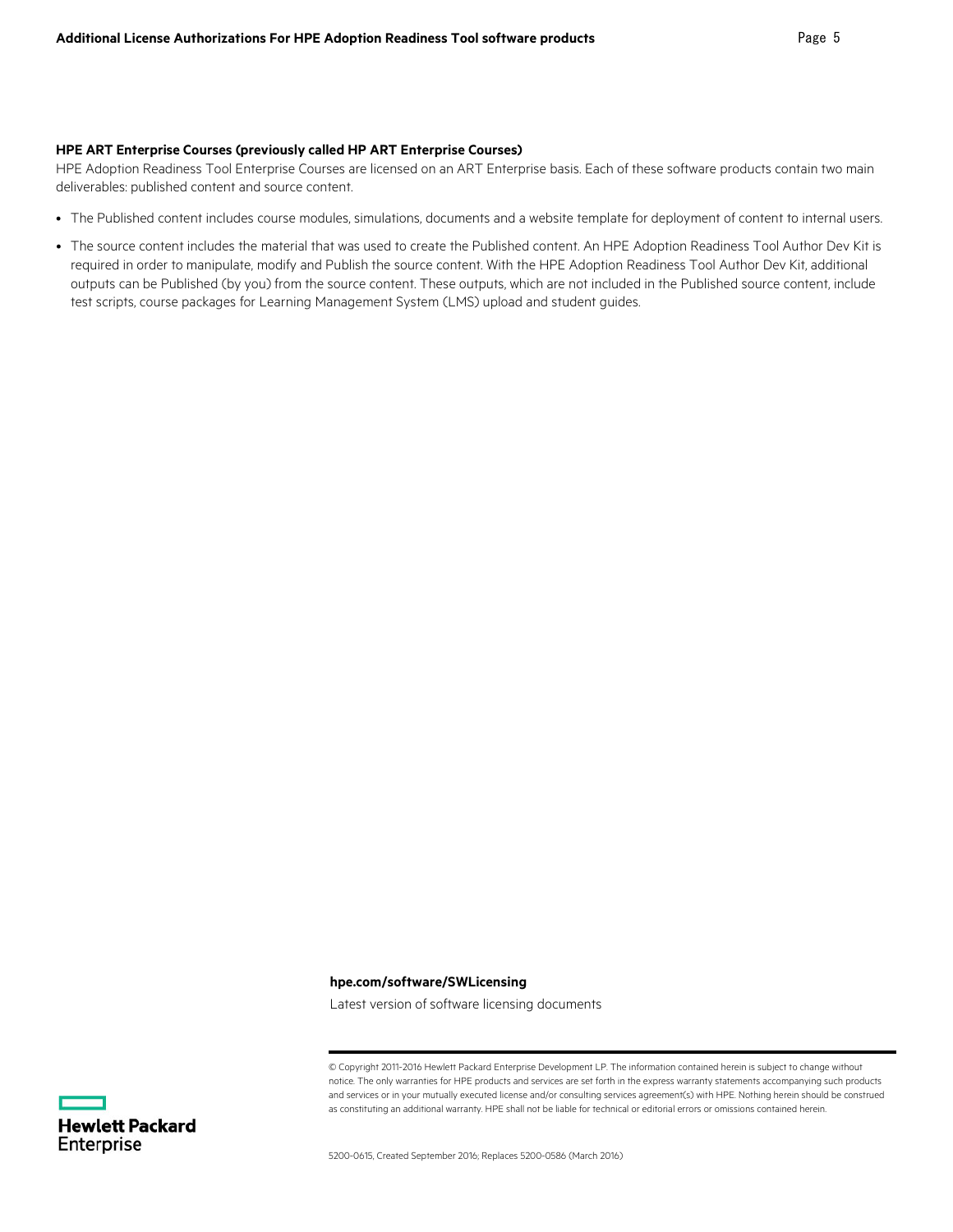### HPE ART Enterprise Courses (previously called HP ART Enterprise Courses)

HPE Adoption Readiness Tool Enterprise Courses are licensed on an ART Enterprise basis. Each of these software products contain two main deliverables: published content and source content.

- The Published content includes course modules, simulations, documents and a website template for deployment of content to internal users.
- The source content includes the material that was used to create the Published content. An HPE Adoption Readiness Tool Author Dev Kit is required in order to manipulate, modify and Publish the source content. With the HPE Adoption Readiness Tool Author Dev Kit, additional outputs can be Published (by you) from the source content. These outputs, which are not included in the Published source content, include test scripts, course packages for Learning Management System (LMS) upload and student guides.

**hpe.com/software/SWLicensing**

Latest version of software licensing documents

© Copyright 2011-2016 Hewlett Packard Enterprise Development LP. The information contained herein is subject to change without notice. The only warranties for HPE products and services are set forth in the express warranty statements accompanying such products and services or in your mutually executed license and/or consulting services agreement(s) with HPE. Nothing herein should be construed as constituting an additional warranty. HPE shall not be liable for technical or editorial errors or omissions contained herein.

5200-0615, Created September 2016; Replaces 5200-0586 (March 2016)